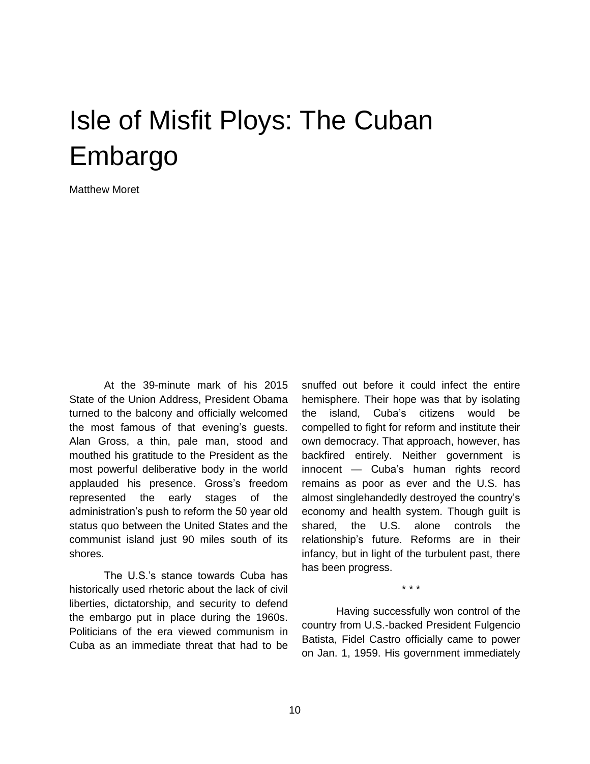# Isle of Misfit Ploys: The Cuban Embargo

Matthew Moret

At the 39-minute mark of his 2015 State of the Union Address, President Obama turned to the balcony and officially welcomed the most famous of that evening's guests. Alan Gross, a thin, pale man, stood and mouthed his gratitude to the President as the most powerful deliberative body in the world applauded his presence. Gross's freedom represented the early stages of the administration's push to reform the 50 year old status quo between the United States and the communist island just 90 miles south of its shores.

The U.S.'s stance towards Cuba has historically used rhetoric about the lack of civil liberties, dictatorship, and security to defend the embargo put in place during the 1960s. Politicians of the era viewed communism in Cuba as an immediate threat that had to be snuffed out before it could infect the entire hemisphere. Their hope was that by isolating the island, Cuba's citizens would be compelled to fight for reform and institute their own democracy. That approach, however, has backfired entirely. Neither government is innocent — Cuba's human rights record remains as poor as ever and the U.S. has almost singlehandedly destroyed the country's economy and health system. Though guilt is shared, the U.S. alone controls the relationship's future. Reforms are in their infancy, but in light of the turbulent past, there has been progress.

\* \* \*

Having successfully won control of the country from U.S.-backed President Fulgencio Batista, Fidel Castro officially came to power on Jan. 1, 1959. His government immediately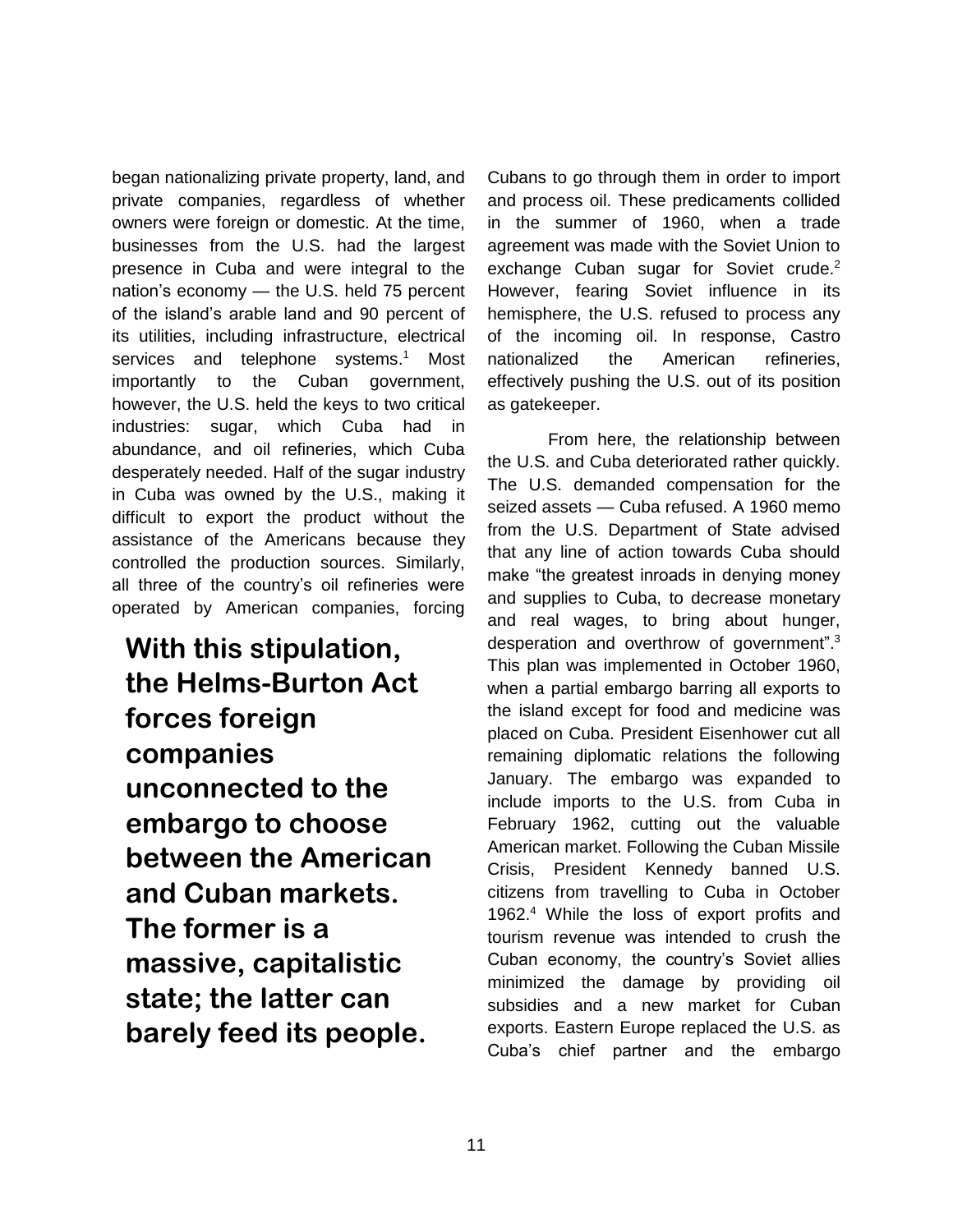began nationalizing private property, land, and private companies, regardless of whether owners were foreign or domestic. At the time, businesses from the U.S. had the largest presence in Cuba and were integral to the nation's economy — the U.S. held 75 percent of the island's arable land and 90 percent of its utilities, including infrastructure, electrical services and telephone systems.[1] Most importantly to the Cuban government, however, the U.S. held the keys to two critical industries: sugar, which Cuba had in abundance, and oil refineries, which Cuba desperately needed. Half of the sugar industry in Cuba was owned by the U.S., making it difficult to export the product without the assistance of the Americans because they controlled the production sources. Similarly, all three of the country's oil refineries were operated by American companies, forcing Cubans to go through them in order to import and process oil. These predicaments collided in the summer of 1960, when a trade agreement was made with the Soviet Union to exchange Cuban sugar for Soviet crude.[2] However, fearing Soviet influence in its hemisphere, the U.S. refused to process any of the incoming oil. In response, Castro nationalized the American refineries, effectively pushing the U.S. out of its position as gatekeeper.

**With this stipulation, the Helms-Burton Act forces foreign companies unconnected to the embargo to choose between the American and Cuban markets. The former is a massive, capitalistic state; the latter can barely feed its people.**

From here, the relationship between the U.S. and Cuba deteriorated rather quickly. The U.S. demanded compensation for the seized assets — Cuba refused. A 1960 memo from the U.S. Department of State advised that any line of action towards Cuba should make "the greatest inroads in denying money and supplies to Cuba, to decrease monetary and real wages, to bring about hunger, desperation and overthrow of government".[3] This plan was implemented in October 1960, when a partial embargo barring all exports to the island except for food and medicine was placed on Cuba. President Eisenhower cut all remaining diplomatic relations the following January. The embargo was expanded to include imports to the U.S. from Cuba in February 1962, cutting out the valuable American market. Following the Cuban Missile Crisis, President Kennedy banned U.S. citizens from travelling to Cuba in October 1962.[4] While the loss of export profits and tourism revenue was intended to crush the Cuban economy, the country's Soviet allies minimized the damage by providing oil subsidies and a new market for Cuban exports. Eastern Europe replaced the U.S. as Cuba's chief partner and the embargo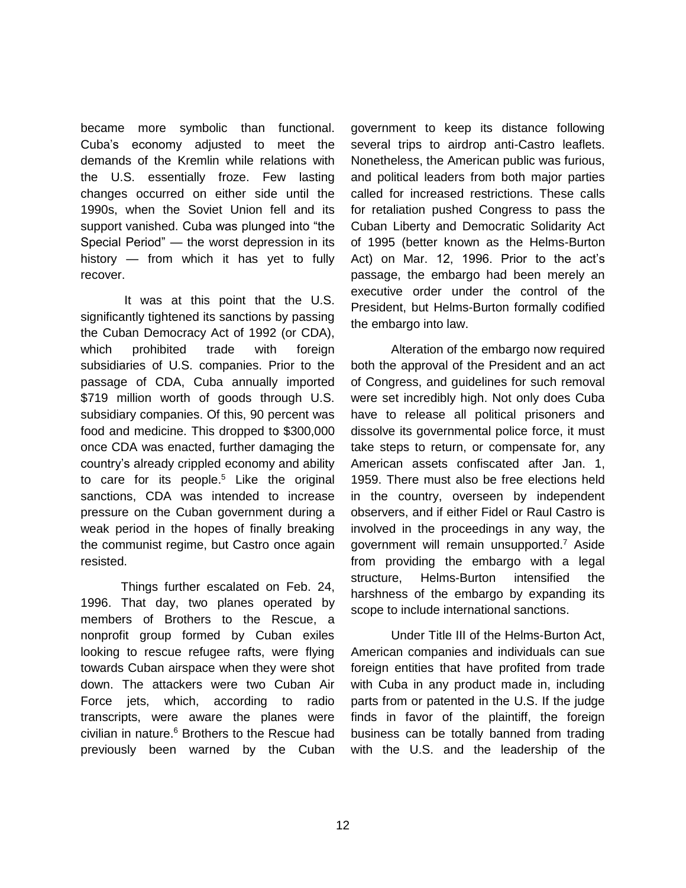became more symbolic than functional. Cuba's economy adjusted to meet the demands of the Kremlin while relations with the U.S. essentially froze. Few lasting changes occurred on either side until the 1990s, when the Soviet Union fell and its support vanished. Cuba was plunged into "the Special Period" — the worst depression in its history — from which it has yet to fully recover.

It was at this point that the U.S. significantly tightened its sanctions by passing the Cuban Democracy Act of 1992 (or CDA), which prohibited trade with foreign subsidiaries of U.S. companies. Prior to the passage of CDA, Cuba annually imported $719 million worth of goods through U.S. subsidiary companies. Of this, 90 percent was food and medicine. This dropped to $300,000 once CDA was enacted, further damaging the country's already crippled economy and ability to care for its people.[5] Like the original sanctions, CDA was intended to increase pressure on the Cuban government during a weak period in the hopes of finally breaking the communist regime, but Castro once again resisted.

Things further escalated on Feb. 24, 1996. That day, two planes operated by members of Brothers to the Rescue, a nonprofit group formed by Cuban exiles looking to rescue refugee rafts, were flying towards Cuban airspace when they were shot down. The attackers were two Cuban Air Force jets, which, according to radio transcripts, were aware the planes were civilian in nature.[6] Brothers to the Rescue had previously been warned by the Cuban government to keep its distance following several trips to airdrop anti-Castro leaflets. Nonetheless, the American public was furious, and political leaders from both major parties called for increased restrictions. These calls for retaliation pushed Congress to pass the Cuban Liberty and Democratic Solidarity Act of 1995 (better known as the Helms-Burton Act) on Mar. 12, 1996. Prior to the act's passage, the embargo had been merely an executive order under the control of the President, but Helms-Burton formally codified the embargo into law.

Alteration of the embargo now required both the approval of the President and an act of Congress, and guidelines for such removal were set incredibly high. Not only does Cuba have to release all political prisoners and dissolve its governmental police force, it must take steps to return, or compensate for, any American assets confiscated after Jan. 1, 1959. There must also be free elections held in the country, overseen by independent observers, and if either Fidel or Raul Castro is involved in the proceedings in any way, the government will remain unsupported.[7] Aside from providing the embargo with a legal structure, Helms-Burton intensified the harshness of the embargo by expanding its scope to include international sanctions.

Under Title III of the Helms-Burton Act, American companies and individuals can sue foreign entities that have profited from trade with Cuba in any product made in, including parts from or patented in the U.S. If the judge finds in favor of the plaintiff, the foreign business can be totally banned from trading with the U.S. and the leadership of the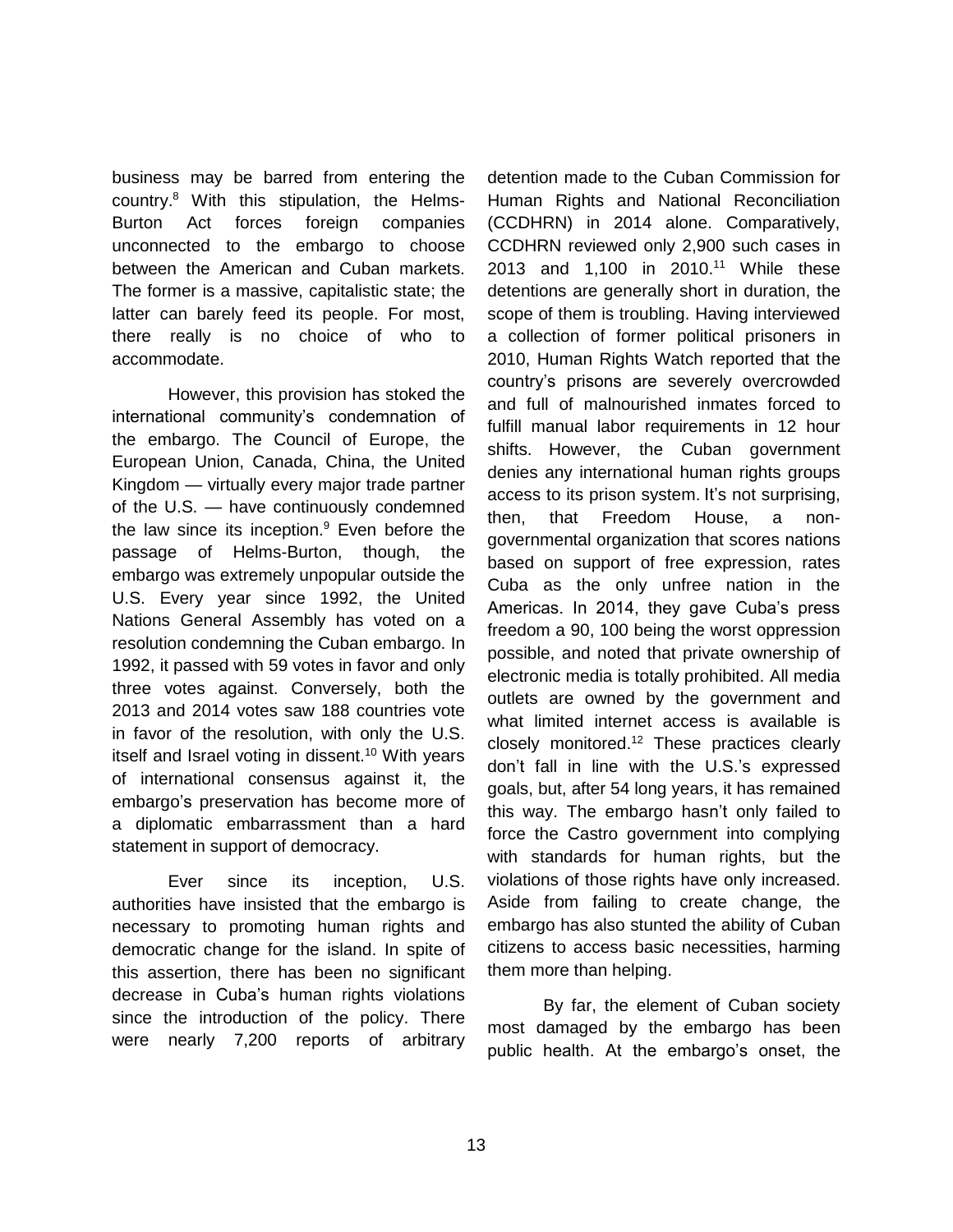business may be barred from entering the country.[8] With this stipulation, the Helms-Burton Act forces foreign companies unconnected to the embargo to choose between the American and Cuban markets. The former is a massive, capitalistic state; the latter can barely feed its people. For most, there really is no choice of who to accommodate.

However, this provision has stoked the international community's condemnation of the embargo. The Council of Europe, the European Union, Canada, China, the United Kingdom — virtually every major trade partner of the U.S. — have continuously condemned the law since its inception.[9] Even before the passage of Helms-Burton, though, the embargo was extremely unpopular outside the U.S. Every year since 1992, the United Nations General Assembly has voted on a resolution condemning the Cuban embargo. In 1992, it passed with 59 votes in favor and only three votes against. Conversely, both the 2013 and 2014 votes saw 188 countries vote in favor of the resolution, with only the U.S. itself and Israel voting in dissent.[10] With years of international consensus against it, the embargo's preservation has become more of a diplomatic embarrassment than a hard statement in support of democracy.

Ever since its inception, U.S. authorities have insisted that the embargo is necessary to promoting human rights and democratic change for the island. In spite of this assertion, there has been no significant decrease in Cuba's human rights violations since the introduction of the policy. There were nearly 7,200 reports of arbitrary detention made to the Cuban Commission for Human Rights and National Reconciliation (CCDHRN) in 2014 alone. Comparatively, CCDHRN reviewed only 2,900 such cases in 2013 and 1,100 in 2010.[11] While these detentions are generally short in duration, the scope of them is troubling. Having interviewed a collection of former political prisoners in 2010, Human Rights Watch reported that the country's prisons are severely overcrowded and full of malnourished inmates forced to fulfill manual labor requirements in 12 hour shifts. However, the Cuban government denies any international human rights groups access to its prison system. It's not surprising, then, that Freedom House, a non-governmental organization that scores nations based on support of free expression, rates Cuba as the only unfree nation in the Americas. In 2014, they gave Cuba's press freedom a 90, 100 being the worst oppression possible, and noted that private ownership of electronic media is totally prohibited. All media outlets are owned by the government and what limited internet access is available is closely monitored.[12] These practices clearly don't fall in line with the U.S.'s expressed goals, but, after 54 long years, it has remained this way. The embargo hasn't only failed to force the Castro government into complying with standards for human rights, but the violations of those rights have only increased. Aside from failing to create change, the embargo has also stunted the ability of Cuban citizens to access basic necessities, harming them more than helping.

By far, the element of Cuban society most damaged by the embargo has been public health. At the embargo's onset, the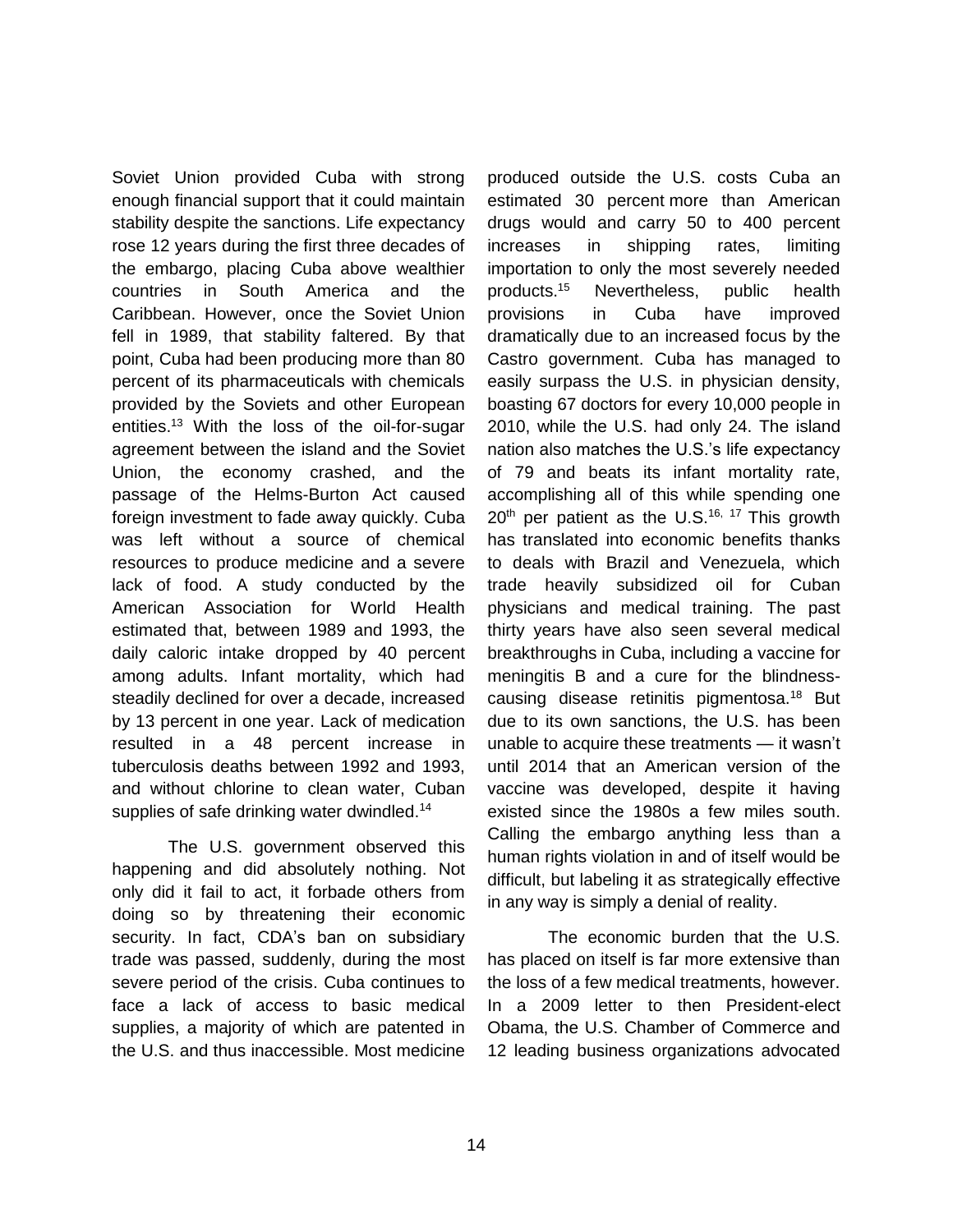Soviet Union provided Cuba with strong enough financial support that it could maintain stability despite the sanctions. Life expectancy rose 12 years during the first three decades of the embargo, placing Cuba above wealthier countries in South America and the Caribbean. However, once the Soviet Union fell in 1989, that stability faltered. By that point, Cuba had been producing more than 80 percent of its pharmaceuticals with chemicals provided by the Soviets and other European entities.[13] With the loss of the oil-for-sugar agreement between the island and the Soviet Union, the economy crashed, and the passage of the Helms-Burton Act caused foreign investment to fade away quickly. Cuba was left without a source of chemical resources to produce medicine and a severe lack of food. A study conducted by the American Association for World Health estimated that, between 1989 and 1993, the daily caloric intake dropped by 40 percent among adults. Infant mortality, which had steadily declined for over a decade, increased by 13 percent in one year. Lack of medication resulted in a 48 percent increase in tuberculosis deaths between 1992 and 1993, and without chlorine to clean water, Cuban supplies of safe drinking water dwindled.[14]

The U.S. government observed this happening and did absolutely nothing. Not only did it fail to act, it forbade others from doing so by threatening their economic security. In fact, CDA's ban on subsidiary trade was passed, suddenly, during the most severe period of the crisis. Cuba continues to face a lack of access to basic medical supplies, a majority of which are patented in the U.S. and thus inaccessible. Most medicine produced outside the U.S. costs Cuba an estimated 30 percent more than American drugs would and carry 50 to 400 percent increases in shipping rates, limiting importation to only the most severely needed products.[15] Nevertheless, public health provisions in Cuba have improved dramatically due to an increased focus by the Castro government. Cuba has managed to easily surpass the U.S. in physician density, boasting 67 doctors for every 10,000 people in 2010, while the U.S. had only 24. The island nation also matches the U.S.'s life expectancy of 79 and beats its infant mortality rate, accomplishing all of this while spending one 20th per patient as the U.S.[16, 17] This growth has translated into economic benefits thanks to deals with Brazil and Venezuela, which trade heavily subsidized oil for Cuban physicians and medical training. The past thirty years have also seen several medical breakthroughs in Cuba, including a vaccine for meningitis B and a cure for the blindness-causing disease retinitis pigmentosa.[18] But due to its own sanctions, the U.S. has been unable to acquire these treatments — it wasn't until 2014 that an American version of the vaccine was developed, despite it having existed since the 1980s a few miles south. Calling the embargo anything less than a human rights violation in and of itself would be difficult, but labeling it as strategically effective in any way is simply a denial of reality.

The economic burden that the U.S. has placed on itself is far more extensive than the loss of a few medical treatments, however. In a 2009 letter to then President-elect Obama, the U.S. Chamber of Commerce and 12 leading business organizations advocated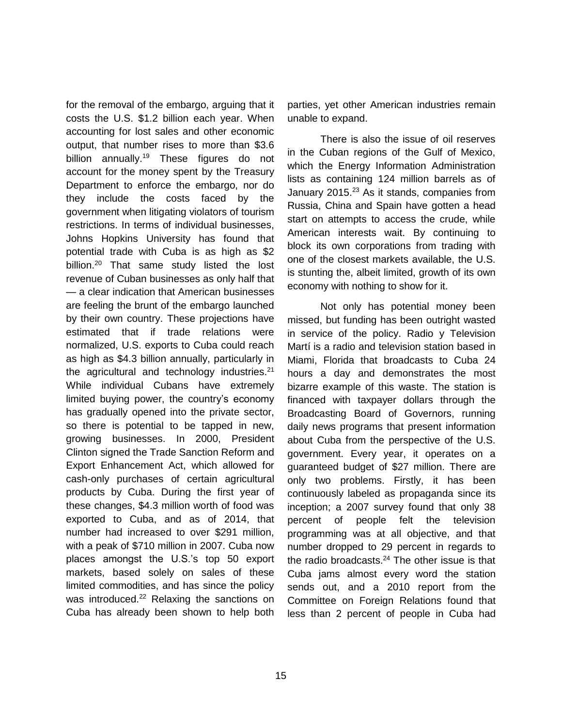for the removal of the embargo, arguing that it costs the U.S. $1.2 billion each year. When accounting for lost sales and other economic output, that number rises to more than $3.6 billion annually.[19] These figures do not account for the money spent by the Treasury Department to enforce the embargo, nor do they include the costs faced by the government when litigating violators of tourism restrictions. In terms of individual businesses, Johns Hopkins University has found that potential trade with Cuba is as high as $2 billion.[20] That same study listed the lost revenue of Cuban businesses as only half that — a clear indication that American businesses are feeling the brunt of the embargo launched by their own country. These projections have estimated that if trade relations were normalized, U.S. exports to Cuba could reach as high as $4.3 billion annually, particularly in the agricultural and technology industries.[21] While individual Cubans have extremely limited buying power, the country's economy has gradually opened into the private sector, so there is potential to be tapped in new, growing businesses. In 2000, President Clinton signed the Trade Sanction Reform and Export Enhancement Act, which allowed for cash-only purchases of certain agricultural products by Cuba. During the first year of these changes, $4.3 million worth of food was exported to Cuba, and as of 2014, that number had increased to over $291 million, with a peak of $710 million in 2007. Cuba now places amongst the U.S.'s top 50 export markets, based solely on sales of these limited commodities, and has since the policy was introduced.[22] Relaxing the sanctions on Cuba has already been shown to help both parties, yet other American industries remain unable to expand.

There is also the issue of oil reserves in the Cuban regions of the Gulf of Mexico, which the Energy Information Administration lists as containing 124 million barrels as of January 2015.[23] As it stands, companies from Russia, China and Spain have gotten a head start on attempts to access the crude, while American interests wait. By continuing to block its own corporations from trading with one of the closest markets available, the U.S. is stunting the, albeit limited, growth of its own economy with nothing to show for it.

Not only has potential money been missed, but funding has been outright wasted in service of the policy. Radio y Television Martí is a radio and television station based in Miami, Florida that broadcasts to Cuba 24 hours a day and demonstrates the most bizarre example of this waste. The station is financed with taxpayer dollars through the Broadcasting Board of Governors, running daily news programs that present information about Cuba from the perspective of the U.S. government. Every year, it operates on a guaranteed budget of $27 million. There are only two problems. Firstly, it has been continuously labeled as propaganda since its inception; a 2007 survey found that only 38 percent of people felt the television programming was at all objective, and that number dropped to 29 percent in regards to the radio broadcasts.[24] The other issue is that Cuba jams almost every word the station sends out, and a 2010 report from the Committee on Foreign Relations found that less than 2 percent of people in Cuba had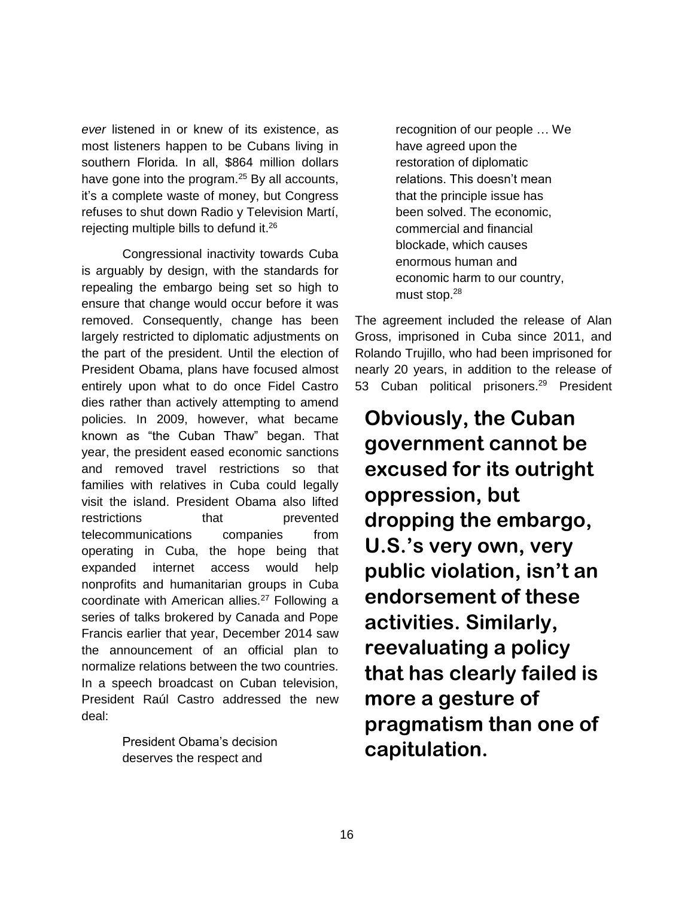*ever* listened in or knew of its existence, as most listeners happen to be Cubans living in southern Florida. In all, $864 million dollars have gone into the program.[25] By all accounts, it's a complete waste of money, but Congress refuses to shut down Radio y Television Martí, rejecting multiple bills to defund it.[26]

Congressional inactivity towards Cuba is arguably by design, with the standards for repealing the embargo being set so high to ensure that change would occur before it was removed. Consequently, change has been largely restricted to diplomatic adjustments on the part of the president. Until the election of President Obama, plans have focused almost entirely upon what to do once Fidel Castro dies rather than actively attempting to amend policies. In 2009, however, what became known as "the Cuban Thaw" began. That year, the president eased economic sanctions and removed travel restrictions so that families with relatives in Cuba could legally visit the island. President Obama also lifted restrictions that prevented telecommunications companies from operating in Cuba, the hope being that expanded internet access would help nonprofits and humanitarian groups in Cuba coordinate with American allies.[27] Following a series of talks brokered by Canada and Pope Francis earlier that year, December 2014 saw the announcement of an official plan to normalize relations between the two countries. In a speech broadcast on Cuban television, President Raúl Castro addressed the new deal:

> President Obama's decision deserves the respect and recognition of our people … We have agreed upon the restoration of diplomatic relations. This doesn't mean that the principle issue has been solved. The economic, commercial and financial blockade, which causes enormous human and economic harm to our country, must stop.[28]

The agreement included the release of Alan Gross, imprisoned in Cuba since 2011, and Rolando Trujillo, who had been imprisoned for nearly 20 years, in addition to the release of 53 Cuban political prisoners.[29] President

**Obviously, the Cuban government cannot be excused for its outright oppression, but dropping the embargo, U.S.'s very own, very public violation, isn't an endorsement of these activities. Similarly, reevaluating a policy that has clearly failed is more a gesture of pragmatism than one of capitulation.**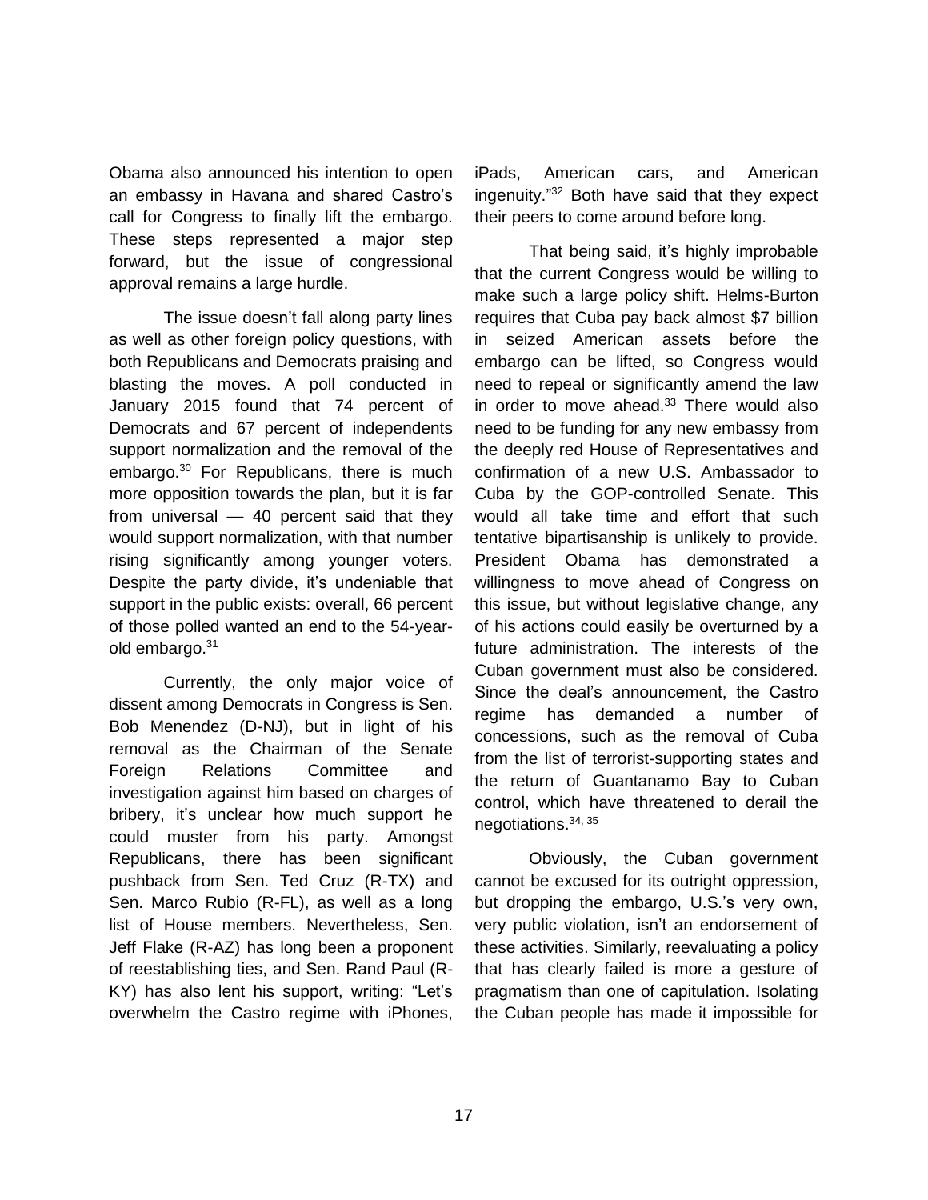Obama also announced his intention to open an embassy in Havana and shared Castro's call for Congress to finally lift the embargo. These steps represented a major step forward, but the issue of congressional approval remains a large hurdle.

The issue doesn't fall along party lines as well as other foreign policy questions, with both Republicans and Democrats praising and blasting the moves. A poll conducted in January 2015 found that 74 percent of Democrats and 67 percent of independents support normalization and the removal of the embargo.[30] For Republicans, there is much more opposition towards the plan, but it is far from universal — 40 percent said that they would support normalization, with that number rising significantly among younger voters. Despite the party divide, it's undeniable that support in the public exists: overall, 66 percent of those polled wanted an end to the 54-year-old embargo.[31]

Currently, the only major voice of dissent among Democrats in Congress is Sen. Bob Menendez (D-NJ), but in light of his removal as the Chairman of the Senate Foreign Relations Committee and investigation against him based on charges of bribery, it's unclear how much support he could muster from his party. Amongst Republicans, there has been significant pushback from Sen. Ted Cruz (R-TX) and Sen. Marco Rubio (R-FL), as well as a long list of House members. Nevertheless, Sen. Jeff Flake (R-AZ) has long been a proponent of reestablishing ties, and Sen. Rand Paul (R-KY) has also lent his support, writing: "Let's overwhelm the Castro regime with iPhones, iPads, American cars, and American ingenuity."[32] Both have said that they expect their peers to come around before long.

That being said, it's highly improbable that the current Congress would be willing to make such a large policy shift. Helms-Burton requires that Cuba pay back almost $7 billion in seized American assets before the embargo can be lifted, so Congress would need to repeal or significantly amend the law in order to move ahead.[33] There would also need to be funding for any new embassy from the deeply red House of Representatives and confirmation of a new U.S. Ambassador to Cuba by the GOP-controlled Senate. This would all take time and effort that such tentative bipartisanship is unlikely to provide. President Obama has demonstrated a willingness to move ahead of Congress on this issue, but without legislative change, any of his actions could easily be overturned by a future administration. The interests of the Cuban government must also be considered. Since the deal's announcement, the Castro regime has demanded a number of concessions, such as the removal of Cuba from the list of terrorist-supporting states and the return of Guantanamo Bay to Cuban control, which have threatened to derail the negotiations.[34, 35]

Obviously, the Cuban government cannot be excused for its outright oppression, but dropping the embargo, U.S.'s very own, very public violation, isn't an endorsement of these activities. Similarly, reevaluating a policy that has clearly failed is more a gesture of pragmatism than one of capitulation. Isolating the Cuban people has made it impossible for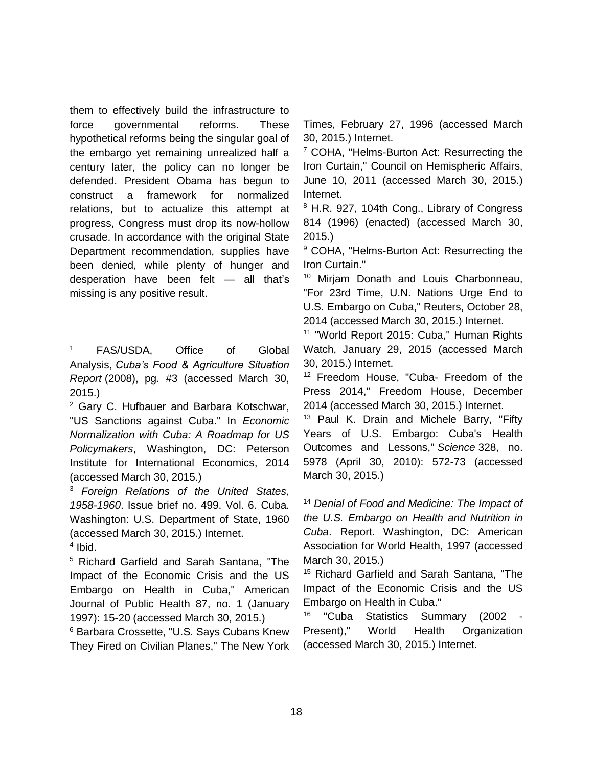them to effectively build the infrastructure to force governmental reforms. These hypothetical reforms being the singular goal of the embargo yet remaining unrealized half a century later, the policy can no longer be defended. President Obama has begun to construct a framework for normalized relations, but to actualize this attempt at progress, Congress must drop its now-hollow crusade. In accordance with the original State Department recommendation, supplies have been denied, while plenty of hunger and desperation have been felt — all that's missing is any positive result.

---

[1] FAS/USDA, Office of Global Analysis, *Cuba's Food & Agriculture Situation Report* (2008), pg. #3 (accessed March 30, 2015.)

[2] Gary C. Hufbauer and Barbara Kotschwar, "US Sanctions against Cuba." In *Economic Normalization with Cuba: A Roadmap for US Policymakers*, Washington, DC: Peterson Institute for International Economics, 2014 (accessed March 30, 2015.)

[3] *Foreign Relations of the United States, 1958-1960*. Issue brief no. 499. Vol. 6. Cuba. Washington: U.S. Department of State, 1960 (accessed March 30, 2015.) Internet.

[4] Ibid.

[5] Richard Garfield and Sarah Santana, "The Impact of the Economic Crisis and the US Embargo on Health in Cuba," American Journal of Public Health 87, no. 1 (January 1997): 15-20 (accessed March 30, 2015.)

[6] Barbara Crossette, "U.S. Says Cubans Knew They Fired on Civilian Planes," The New York Times, February 27, 1996 (accessed March 30, 2015.) Internet.

[7] COHA, "Helms-Burton Act: Resurrecting the Iron Curtain," Council on Hemispheric Affairs, June 10, 2011 (accessed March 30, 2015.) Internet.

[8] H.R. 927, 104th Cong., Library of Congress 814 (1996) (enacted) (accessed March 30, 2015.)

[9] COHA, "Helms-Burton Act: Resurrecting the Iron Curtain."

[10] Mirjam Donath and Louis Charbonneau, "For 23rd Time, U.N. Nations Urge End to U.S. Embargo on Cuba," Reuters, October 28, 2014 (accessed March 30, 2015.) Internet.

[11] "World Report 2015: Cuba," Human Rights Watch, January 29, 2015 (accessed March 30, 2015.) Internet.

[12] Freedom House, "Cuba- Freedom of the Press 2014," Freedom House, December 2014 (accessed March 30, 2015.) Internet.

[13] Paul K. Drain and Michele Barry, "Fifty Years of U.S. Embargo: Cuba's Health Outcomes and Lessons," *Science* 328, no. 5978 (April 30, 2010): 572-73 (accessed March 30, 2015.)

[14] *Denial of Food and Medicine: The Impact of the U.S. Embargo on Health and Nutrition in Cuba*. Report. Washington, DC: American Association for World Health, 1997 (accessed March 30, 2015.)

[15] Richard Garfield and Sarah Santana, "The Impact of the Economic Crisis and the US Embargo on Health in Cuba."

[16] "Cuba Statistics Summary (2002 - Present)," World Health Organization (accessed March 30, 2015.) Internet.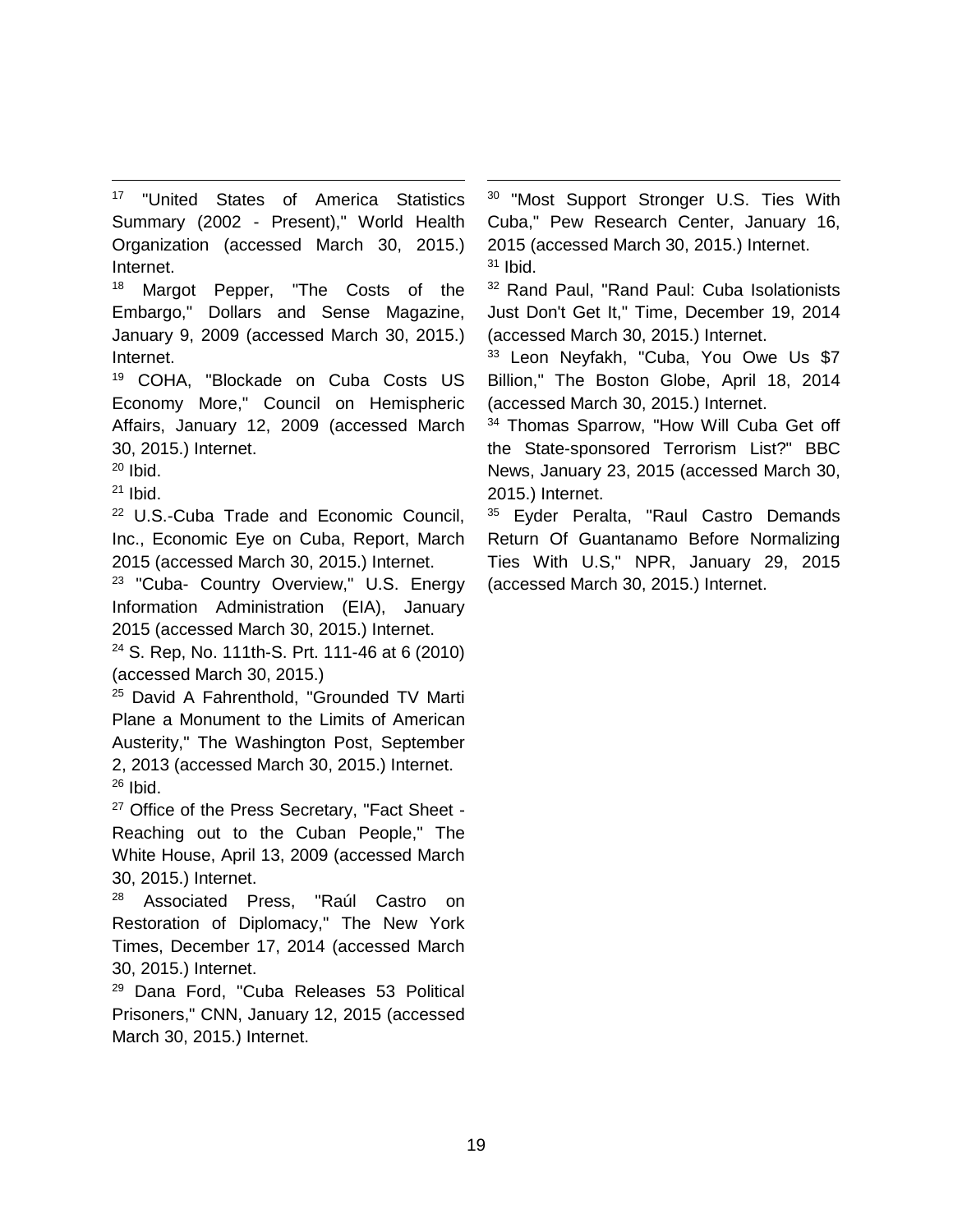[17] "United States of America Statistics Summary (2002 - Present)," World Health Organization (accessed March 30, 2015.) Internet.

[18] Margot Pepper, "The Costs of the Embargo," Dollars and Sense Magazine, January 9, 2009 (accessed March 30, 2015.) Internet.

[19] COHA, "Blockade on Cuba Costs US Economy More," Council on Hemispheric Affairs, January 12, 2009 (accessed March 30, 2015.) Internet.

[20] Ibid.

[21] Ibid.

[22] U.S.-Cuba Trade and Economic Council, Inc., Economic Eye on Cuba, Report, March 2015 (accessed March 30, 2015.) Internet.

[23] "Cuba- Country Overview," U.S. Energy Information Administration (EIA), January 2015 (accessed March 30, 2015.) Internet.

[24] S. Rep, No. 111th-S. Prt. 111-46 at 6 (2010) (accessed March 30, 2015.)

[25] David A Fahrenthold, "Grounded TV Marti Plane a Monument to the Limits of American Austerity," The Washington Post, September 2, 2013 (accessed March 30, 2015.) Internet.

[26] Ibid.

[27] Office of the Press Secretary, "Fact Sheet - Reaching out to the Cuban People," The White House, April 13, 2009 (accessed March 30, 2015.) Internet.

[28] Associated Press, "Raúl Castro on Restoration of Diplomacy," The New York Times, December 17, 2014 (accessed March 30, 2015.) Internet.

[29] Dana Ford, "Cuba Releases 53 Political Prisoners," CNN, January 12, 2015 (accessed March 30, 2015.) Internet.

[30] "Most Support Stronger U.S. Ties With Cuba," Pew Research Center, January 16, 2015 (accessed March 30, 2015.) Internet.

[31] Ibid.

[32] Rand Paul, "Rand Paul: Cuba Isolationists Just Don't Get It," Time, December 19, 2014 (accessed March 30, 2015.) Internet.

[33] Leon Neyfakh, "Cuba, You Owe Us $7 Billion," The Boston Globe, April 18, 2014 (accessed March 30, 2015.) Internet.

[34] Thomas Sparrow, "How Will Cuba Get off the State-sponsored Terrorism List?" BBC News, January 23, 2015 (accessed March 30, 2015.) Internet.

[35] Eyder Peralta, "Raul Castro Demands Return Of Guantanamo Before Normalizing Ties With U.S," NPR, January 29, 2015 (accessed March 30, 2015.) Internet.